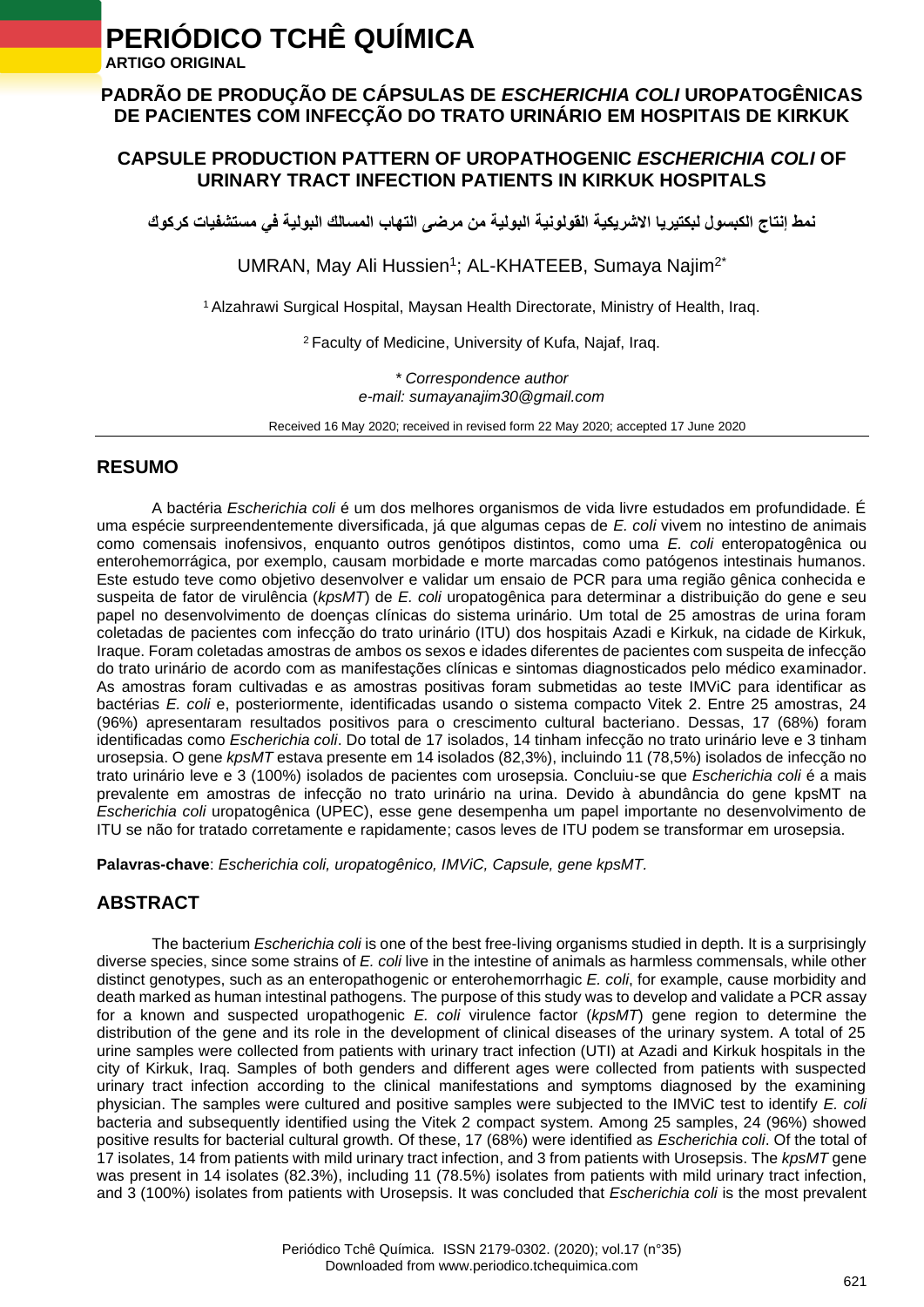# PERIÓDICO TCHÊ QUÍMICA

**ARTIGO ORIGINAL**

## PADRÃO DE PRODUÇÃO DE CÁPSULAS DE *ESCHERICHIA COLI* UROPATOGÊNICAS DE PACIENTES COM INFECÇÃO DO TRATO URINÁRIO EM HOSPITAIS DE KIRKUK

## CAPSULE PRODUCTION PATTERN OF UROPATHOGENIC *ESCHERICHIA COLI* OF URINARY TRACT INFECTION PATIENTS IN KIRKUK HOSPITALS

**نمط إنتاج الكبسول لبكتيريا الاشريكية القولونية البولية من مرضى التهاب المسالك البولية في مستشفيات كركوك**

UMRAN, May Ali Hussien[1]; AL-KHATEEB, Sumaya Najim[2*]

[1] Alzahrawi Surgical Hospital, Maysan Health Directorate, Ministry of Health, Iraq.

[2] Faculty of Medicine, University of Kufa, Najaf, Iraq.

*\* Correspondence author*
*e-mail: sumayanajim30@gmail.com*

Received 16 May 2020; received in revised form 22 May 2020; accepted 17 June 2020

## RESUMO

A bactéria *Escherichia coli* é um dos melhores organismos de vida livre estudados em profundidade. É uma espécie surpreendentemente diversificada, já que algumas cepas de *E. coli* vivem no intestino de animais como comensais inofensivos, enquanto outros genótipos distintos, como uma *E. coli* enteropatogênica ou enterohemorrágica, por exemplo, causam morbidade e morte marcadas como patógenos intestinais humanos. Este estudo teve como objetivo desenvolver e validar um ensaio de PCR para uma região gênica conhecida e suspeita de fator de virulência (*kpsMT*) de *E. coli* uropatogênica para determinar a distribuição do gene e seu papel no desenvolvimento de doenças clínicas do sistema urinário. Um total de 25 amostras de urina foram coletadas de pacientes com infecção do trato urinário (ITU) dos hospitais Azadi e Kirkuk, na cidade de Kirkuk, Iraque. Foram coletadas amostras de ambos os sexos e idades diferentes de pacientes com suspeita de infecção do trato urinário de acordo com as manifestações clínicas e sintomas diagnosticados pelo médico examinador. As amostras foram cultivadas e as amostras positivas foram submetidas ao teste IMViC para identificar as bactérias *E. coli* e, posteriormente, identificadas usando o sistema compacto Vitek 2. Entre 25 amostras, 24 (96%) apresentaram resultados positivos para o crescimento cultural bacteriano. Dessas, 17 (68%) foram identificadas como *Escherichia coli*. Do total de 17 isolados, 14 tinham infecção no trato urinário leve e 3 tinham urosepsia. O gene *kpsMT* estava presente em 14 isolados (82,3%), incluindo 11 (78,5%) isolados de infecção no trato urinário leve e 3 (100%) isolados de pacientes com urosepsia. Concluiu-se que *Escherichia coli* é a mais prevalente em amostras de infecção no trato urinário na urina. Devido à abundância do gene kpsMT na *Escherichia coli* uropatogênica (UPEC), esse gene desempenha um papel importante no desenvolvimento de ITU se não for tratado corretamente e rapidamente; casos leves de ITU podem se transformar em urosepsia.

**Palavras-chave**: *Escherichia coli, uropatogênico, IMViC, Capsule, gene kpsMT.*

## ABSTRACT

The bacterium *Escherichia coli* is one of the best free-living organisms studied in depth. It is a surprisingly diverse species, since some strains of *E. coli* live in the intestine of animals as harmless commensals, while other distinct genotypes, such as an enteropathogenic or enterohemorrhagic *E. coli*, for example, cause morbidity and death marked as human intestinal pathogens. The purpose of this study was to develop and validate a PCR assay for a known and suspected uropathogenic *E. coli* virulence factor (*kpsMT*) gene region to determine the distribution of the gene and its role in the development of clinical diseases of the urinary system. A total of 25 urine samples were collected from patients with urinary tract infection (UTI) at Azadi and Kirkuk hospitals in the city of Kirkuk, Iraq. Samples of both genders and different ages were collected from patients with suspected urinary tract infection according to the clinical manifestations and symptoms diagnosed by the examining physician. The samples were cultured and positive samples were subjected to the IMViC test to identify *E. coli* bacteria and subsequently identified using the Vitek 2 compact system. Among 25 samples, 24 (96%) showed positive results for bacterial cultural growth. Of these, 17 (68%) were identified as *Escherichia coli*. Of the total of 17 isolates, 14 from patients with mild urinary tract infection, and 3 from patients with Urosepsis. The *kpsMT* gene was present in 14 isolates (82.3%), including 11 (78.5%) isolates from patients with mild urinary tract infection, and 3 (100%) isolates from patients with Urosepsis. It was concluded that *Escherichia coli* is the most prevalent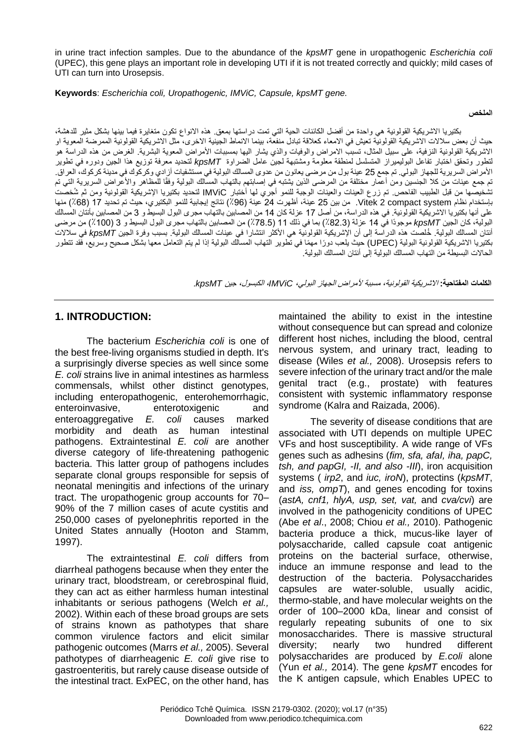in urine tract infection samples. Due to the abundance of the *kpsMT* gene in uropathogenic *Escherichia coli* (UPEC), this gene plays an important role in developing UTI if it is not treated correctly and quickly; mild cases of UTI can turn into Urosepsis.

**Keywords**: *Escherichia coli, Uropathogenic, IMViC, Capsule, kpsMT gene.*

**الملخص**

بكتيريا الاشريكية القولونية هي واحدة من أفضل الكائنات الحية التي تمت دراستها بعمق. هذه الانواع تكون متغايرة فيما بينها بشكل مثير للدهشة، حيث أن بعض سلالات الاشريكية القولونية تعيش في الامعاء كعلاقة تبادل منفعة، بينما الانماط الجينية الاخرى، مثل الاشريكية القولونية الممرضة المعوية او الاشريكية القولونية النزفية، على سبيل المثال، تسبب الامراض والوفيات والذي يشار اليها بمسببات الأمراض المعوية البشرية. الغرض من هذه الدراسة هو لتطور وتحقق اختبار تفاعل البوليميراز المتسلسل لمنطقة معلومة ومشتبهة لجين عامل الضراوة *kpsMT* لتحديد معرفة توزيع هذا الجين ودوره في تطوير الأمراض السريرية للجهاز البولي. تم جمع 25 عينة بول من مرضى يعانون من عدوى المسالك البولية في مستشفيات آزادي وكركوك في مدينة كركوك، العراق. تم جمع عينات من كلا الجنسين ومن أعمار مختلفة من المرضى الذين يشتبه في إصابتهم بالتهاب المسالك البولية وفقًا للمظاهر والأعراض السريرية التي تم تشخيصها من قبل الطبيب الفاحص. تم زرع العينات والعينات الوجبة للنمو أجري لها أختبار IMViC لتحديد بكتيريا الإشريكية القولونية ومن ثم شُخصت بإستخدام نظام Vitek 2 compact system. من بين 25 عينة، أظهرت 24 عينة (96٪) نتائج إيجابية للنمو البكتيري، حيث تم تحديد 17 (68٪) منها على أنها بكتيريا الاشريكية القولونية. في هذه الدراسة، من أصل 17 عزلة كان 14 من المصابين بالتهاب مجرى البول البسيط و 3 من المصابين بأنتان المسالك البولية، كان الجين *kpsMT* موجودًا في 14 عزلة (82.3٪) بما في ذلك 11 (78.5٪) من المصابين بالتهاب مجرى البول البسيط و 3 (100٪) من مرضى أنتان المسالك البولية. خُلصت هذه الدراسة إلى أن الإشريكية القولونية هي الأكثر انتشارا في عينات المسالك البولية. بسبب وفرة الجين *kpsMT* في سلالات بكتيريا الاشريكية القولونية البولية (UPEC) حيث يلعب دورًا مهمًا في تطوير التهاب المسالك البولية إذا لم يتم التعامل معها بشكل صحيح وسريع، فقد تتطور الحالات البسيطة من التهاب المسالك البولية إلى أنتان المسالك البولية.

**الكلمات المفتاحية:** *الاشريكية القولونية، مسببة لأمراض الجهاز البولي، IMViC، الكبسول، جين kpsMT.*

## 1. INTRODUCTION:

The bacterium *Escherichia coli* is one of the best free-living organisms studied in depth. It's a surprisingly diverse species as well since some *E. coli* strains live in animal intestines as harmless commensals, whilst other distinct genotypes, including enteropathogenic, enterohemorrhagic, enteroinvasive, enterotoxigenic and enteroaggregative *E. coli* causes marked morbidity and death as human intestinal pathogens. Extraintestinal *E. coli* are another diverse category of life-threatening pathogenic bacteria. This latter group of pathogens includes separate clonal groups responsible for sepsis of neonatal meningitis and infections of the urinary tract. The uropathogenic group accounts for 70–90% of the 7 million cases of acute cystitis and 250,000 cases of pyelonephritis reported in the United States annually (Hooton and Stamm, 1997).

The extraintestinal *E. coli* differs from diarrheal pathogens because when they enter the urinary tract, bloodstream, or cerebrospinal fluid, they can act as either harmless human intestinal inhabitants or serious pathogens (Welch *et al.,* 2002). Within each of these broad groups are sets of strains known as pathotypes that share common virulence factors and elicit similar pathogenic outcomes (Marrs *et al.,* 2005). Several pathotypes of diarrheagenic *E. coli* give rise to gastroenteritis, but rarely cause disease outside of the intestinal tract. ExPEC, on the other hand, has maintained the ability to exist in the intestine without consequence but can spread and colonize different host niches, including the blood, central nervous system, and urinary tract, leading to disease (Wiles *et al.,* 2008). Urosepsis refers to severe infection of the urinary tract and/or the male genital tract (e.g., prostate) with features consistent with systemic inflammatory response syndrome (Kalra and Raizada, 2006).

The severity of disease conditions that are associated with UTI depends on multiple UPEC VFs and host susceptibility. A wide range of VFs genes such as adhesins (*fim, sfa, afaI, iha, papC, tsh, and papGI, -II, and also -III*), iron acquisition systems ( *irp2*, and *iuc, iroN*), protectins (*kpsMT*, and *iss, ompT*), and genes encoding for toxins (*astA, cnf1, hlyA, usp, set, vat,* and *cva/cvi*) are involved in the pathogenicity conditions of UPEC (Abe *et al*., 2008; Chiou *et al.,* 2010). Pathogenic bacteria produce a thick, mucus-like layer of polysaccharide, called capsule coat antigenic proteins on the bacterial surface, otherwise, induce an immune response and lead to the destruction of the bacteria. Polysaccharides capsules are water-soluble, usually acidic, thermo-stable, and have molecular weights on the order of 100–2000 kDa, linear and consist of regularly repeating subunits of one to six monosaccharides. There is massive structural diversity; nearly two hundred different polysaccharides are produced by *E.coli* alone (Yun *et al.,* 2014). The gene *kpsMT* encodes for the K antigen capsule, which Enables UPEC to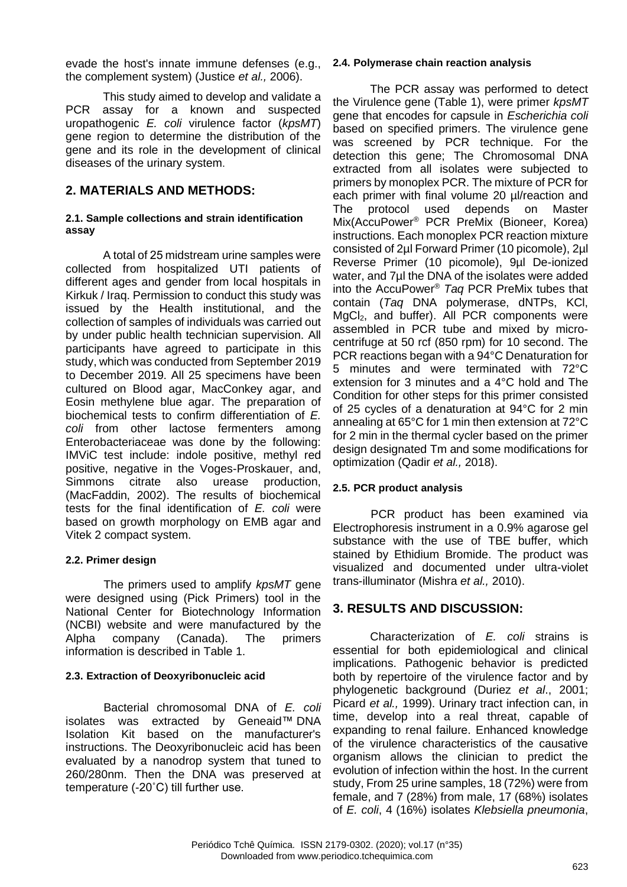evade the host's innate immune defenses (e.g., the complement system) (Justice *et al.,* 2006).

This study aimed to develop and validate a PCR assay for a known and suspected uropathogenic *E. coli* virulence factor (*kpsMT*) gene region to determine the distribution of the gene and its role in the development of clinical diseases of the urinary system.

## 2. MATERIALS AND METHODS:

### 2.1. Sample collections and strain identification assay

A total of 25 midstream urine samples were collected from hospitalized UTI patients of different ages and gender from local hospitals in Kirkuk / Iraq. Permission to conduct this study was issued by the Health institutional, and the collection of samples of individuals was carried out by under public health technician supervision. All participants have agreed to participate in this study, which was conducted from September 2019 to December 2019. All 25 specimens have been cultured on Blood agar, MacConkey agar, and Eosin methylene blue agar. The preparation of biochemical tests to confirm differentiation of *E. coli* from other lactose fermenters among Enterobacteriaceae was done by the following: IMViC test include: indole positive, methyl red positive, negative in the Voges-Proskauer, and, Simmons citrate also urease production, (MacFaddin, 2002). The results of biochemical tests for the final identification of *E. coli* were based on growth morphology on EMB agar and Vitek 2 compact system.

### 2.2. Primer design

The primers used to amplify *kpsMT* gene were designed using (Pick Primers) tool in the National Center for Biotechnology Information (NCBI) website and were manufactured by the Alpha company (Canada). The primers information is described in Table 1.

### 2.3. Extraction of Deoxyribonucleic acid

Bacterial chromosomal DNA of *E. coli* isolates was extracted by Geneaid™ DNA Isolation Kit based on the manufacturer's instructions. The Deoxyribonucleic acid has been evaluated by a nanodrop system that tuned to 260/280nm. Then the DNA was preserved at temperature (-20˚C) till further use.

### 2.4. Polymerase chain reaction analysis

The PCR assay was performed to detect the Virulence gene (Table 1), were primer *kpsMT* gene that encodes for capsule in *Escherichia coli* based on specified primers. The virulence gene was screened by PCR technique. For the detection this gene; The Chromosomal DNA extracted from all isolates were subjected to primers by monoplex PCR. The mixture of PCR for each primer with final volume 20 µl/reaction and The protocol used depends on Master Mix(AccuPower® PCR PreMix (Bioneer, Korea) instructions. Each monoplex PCR reaction mixture consisted of 2µl Forward Primer (10 picomole), 2µl Reverse Primer (10 picomole), 9µl De-ionized water, and 7µl the DNA of the isolates were added into the AccuPower® *Taq* PCR PreMix tubes that contain (*Taq* DNA polymerase, dNTPs, KCl, $MgCl_2$, and buffer). All PCR components were assembled in PCR tube and mixed by micro-centrifuge at 50 rcf (850 rpm) for 10 second. The PCR reactions began with a 94°C Denaturation for 5 minutes and were terminated with 72°C extension for 3 minutes and a 4°C hold and The Condition for other steps for this primer consisted of 25 cycles of a denaturation at 94°C for 2 min annealing at 65°C for 1 min then extension at 72°C for 2 min in the thermal cycler based on the primer design designated Tm and some modifications for optimization (Qadir *et al.,* 2018).

### 2.5. PCR product analysis

PCR product has been examined via Electrophoresis instrument in a 0.9% agarose gel substance with the use of TBE buffer, which stained by Ethidium Bromide. The product was visualized and documented under ultra-violet trans-illuminator (Mishra *et al.,* 2010).

## 3. RESULTS AND DISCUSSION:

Characterization of *E. coli* strains is essential for both epidemiological and clinical implications. Pathogenic behavior is predicted both by repertoire of the virulence factor and by phylogenetic background (Duriez *et al*., 2001; Picard *et al.,* 1999). Urinary tract infection can, in time, develop into a real threat, capable of expanding to renal failure. Enhanced knowledge of the virulence characteristics of the causative organism allows the clinician to predict the evolution of infection within the host. In the current study, From 25 urine samples, 18 (72%) were from female, and 7 (28%) from male, 17 (68%) isolates of *E. coli*, 4 (16%) isolates *Klebsiella pneumonia*,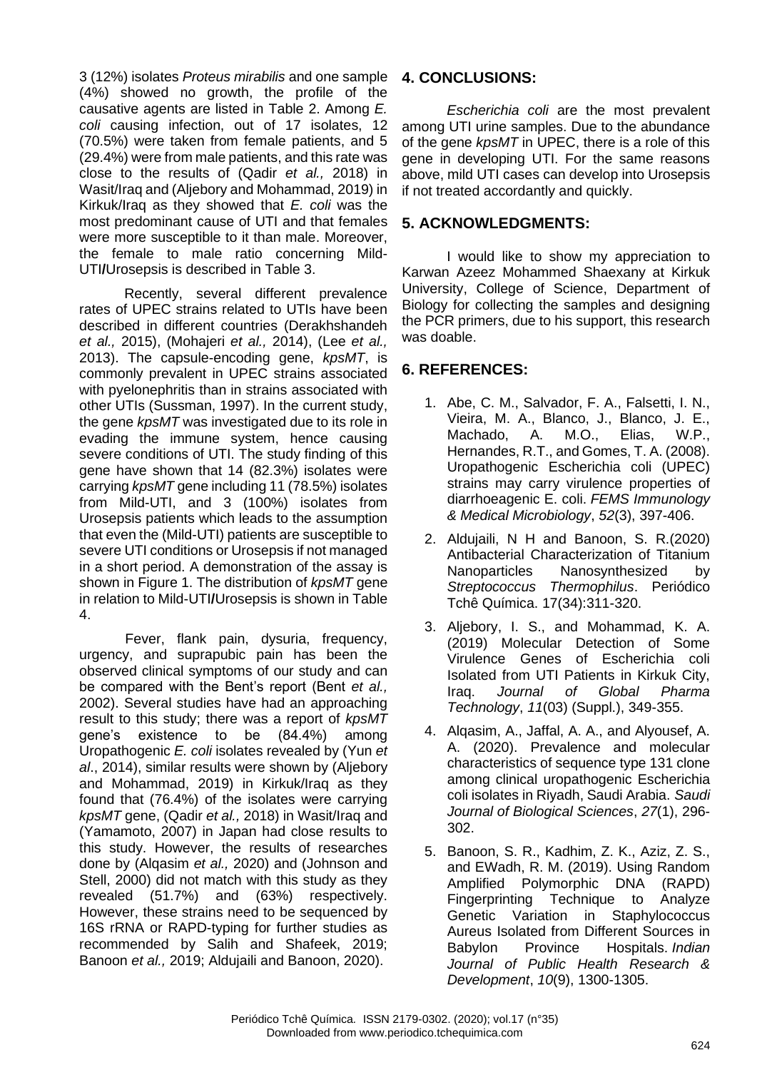3 (12%) isolates *Proteus mirabilis* and one sample (4%) showed no growth, the profile of the causative agents are listed in Table 2. Among *E. coli* causing infection, out of 17 isolates, 12 (70.5%) were taken from female patients, and 5 (29.4%) were from male patients, and this rate was close to the results of (Qadir *et al.,* 2018) in Wasit/Iraq and (Aljebory and Mohammad, 2019) in Kirkuk/Iraq as they showed that *E. coli* was the most predominant cause of UTI and that females were more susceptible to it than male. Moreover, the female to male ratio concerning Mild-UTI**/**Urosepsis is described in Table 3.

Recently, several different prevalence rates of UPEC strains related to UTIs have been described in different countries (Derakhshandeh *et al.,* 2015), (Mohajeri *et al.,* 2014), (Lee *et al.,* 2013). The capsule-encoding gene, *kpsMT*, is commonly prevalent in UPEC strains associated with pyelonephritis than in strains associated with other UTIs (Sussman, 1997). In the current study, the gene *kpsMT* was investigated due to its role in evading the immune system, hence causing severe conditions of UTI. The study finding of this gene have shown that 14 (82.3%) isolates were carrying *kpsMT* gene including 11 (78.5%) isolates from Mild-UTI, and 3 (100%) isolates from Urosepsis patients which leads to the assumption that even the (Mild-UTI) patients are susceptible to severe UTI conditions or Urosepsis if not managed in a short period. A demonstration of the assay is shown in Figure 1. The distribution of *kpsMT* gene in relation to Mild-UTI**/**Urosepsis is shown in Table 4.

Fever, flank pain, dysuria, frequency, urgency, and suprapubic pain has been the observed clinical symptoms of our study and can be compared with the Bent's report (Bent *et al.,* 2002). Several studies have had an approaching result to this study; there was a report of *kpsMT* gene's existence to be (84.4%) among Uropathogenic *E. coli* isolates revealed by (Yun *et al*., 2014), similar results were shown by (Aljebory and Mohammad, 2019) in Kirkuk/Iraq as they found that (76.4%) of the isolates were carrying *kpsMT* gene, (Qadir *et al.,* 2018) in Wasit/Iraq and (Yamamoto, 2007) in Japan had close results to this study. However, the results of researches done by (Alqasim *et al.,* 2020) and (Johnson and Stell, 2000) did not match with this study as they revealed (51.7%) and (63%) respectively. However, these strains need to be sequenced by 16S rRNA or RAPD-typing for further studies as recommended by Salih and Shafeek, 2019; Banoon *et al.,* 2019; Aldujaili and Banoon, 2020).

## 4. CONCLUSIONS:

*Escherichia coli* are the most prevalent among UTI urine samples. Due to the abundance of the gene *kpsMT* in UPEC, there is a role of this gene in developing UTI. For the same reasons above, mild UTI cases can develop into Urosepsis if not treated accordantly and quickly.

## 5. ACKNOWLEDGMENTS:

I would like to show my appreciation to Karwan Azeez Mohammed Shaexany at Kirkuk University, College of Science, Department of Biology for collecting the samples and designing the PCR primers, due to his support, this research was doable.

## 6. REFERENCES:

1. Abe, C. M., Salvador, F. A., Falsetti, I. N., Vieira, M. A., Blanco, J., Blanco, J. E., Machado, A. M.O., Elias, W.P., Hernandes, R.T., and Gomes, T. A. (2008). Uropathogenic Escherichia coli (UPEC) strains may carry virulence properties of diarrhoeagenic E. coli. *FEMS Immunology & Medical Microbiology*, *52*(3), 397-406.
2. Aldujaili, N H and Banoon, S. R.(2020) Antibacterial Characterization of Titanium Nanoparticles Nanosynthesized by *Streptococcus Thermophilus*. Periódico Tchê Química. 17(34):311-320.
3. Aljebory, I. S., and Mohammad, K. A. (2019) Molecular Detection of Some Virulence Genes of Escherichia coli Isolated from UTI Patients in Kirkuk City, Iraq. *Journal of Global Pharma Technology*, *11*(03) (Suppl.), 349-355.
4. Alqasim, A., Jaffal, A. A., and Alyousef, A. A. (2020). Prevalence and molecular characteristics of sequence type 131 clone among clinical uropathogenic Escherichia coli isolates in Riyadh, Saudi Arabia. *Saudi Journal of Biological Sciences*, *27*(1), 296-302.
5. Banoon, S. R., Kadhim, Z. K., Aziz, Z. S., and EWadh, R. M. (2019). Using Random Amplified Polymorphic DNA (RAPD) Fingerprinting Technique to Analyze Genetic Variation in Staphylococcus Aureus Isolated from Different Sources in Babylon Province Hospitals. *Indian Journal of Public Health Research & Development*, *10*(9), 1300-1305.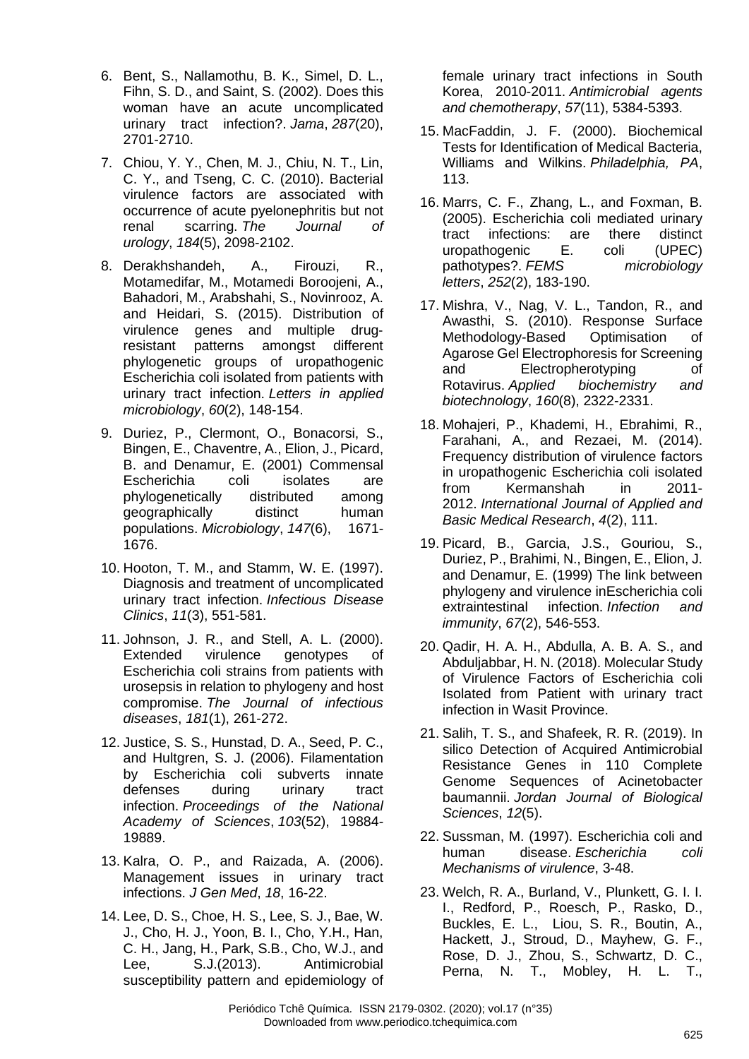6. Bent, S., Nallamothu, B. K., Simel, D. L., Fihn, S. D., and Saint, S. (2002). Does this woman have an acute uncomplicated urinary tract infection?. *Jama*, *287*(20), 2701-2710.

7. Chiou, Y. Y., Chen, M. J., Chiu, N. T., Lin, C. Y., and Tseng, C. C. (2010). Bacterial virulence factors are associated with occurrence of acute pyelonephritis but not renal scarring. *The Journal of urology*, *184*(5), 2098-2102.

8. Derakhshandeh, A., Firouzi, R., Motamedifar, M., Motamedi Boroojeni, A., Bahadori, M., Arabshahi, S., Novinrooz, A. and Heidari, S. (2015). Distribution of virulence genes and multiple drug-resistant patterns amongst different phylogenetic groups of uropathogenic Escherichia coli isolated from patients with urinary tract infection. *Letters in applied microbiology*, *60*(2), 148-154.

9. Duriez, P., Clermont, O., Bonacorsi, S., Bingen, E., Chaventre, A., Elion, J., Picard, B. and Denamur, E. (2001) Commensal Escherichia coli isolates are phylogenetically distributed among geographically distinct human populations. *Microbiology*, *147*(6), 1671-1676.

10. Hooton, T. M., and Stamm, W. E. (1997). Diagnosis and treatment of uncomplicated urinary tract infection. *Infectious Disease Clinics*, *11*(3), 551-581.

11. Johnson, J. R., and Stell, A. L. (2000). Extended virulence genotypes of Escherichia coli strains from patients with urosepsis in relation to phylogeny and host compromise. *The Journal of infectious diseases*, *181*(1), 261-272.

12. Justice, S. S., Hunstad, D. A., Seed, P. C., and Hultgren, S. J. (2006). Filamentation by Escherichia coli subverts innate defenses during urinary tract infection. *Proceedings of the National Academy of Sciences*, *103*(52), 19884-19889.

13. Kalra, O. P., and Raizada, A. (2006). Management issues in urinary tract infections. *J Gen Med*, *18*, 16-22.

14. Lee, D. S., Choe, H. S., Lee, S. J., Bae, W. J., Cho, H. J., Yoon, B. I., Cho, Y.H., Han, C. H., Jang, H., Park, S.B., Cho, W.J., and Lee, S.J.(2013). Antimicrobial susceptibility pattern and epidemiology of female urinary tract infections in South Korea, 2010-2011. *Antimicrobial agents and chemotherapy*, *57*(11), 5384-5393.

15. MacFaddin, J. F. (2000). Biochemical Tests for Identification of Medical Bacteria, Williams and Wilkins. *Philadelphia, PA*, 113.

16. Marrs, C. F., Zhang, L., and Foxman, B. (2005). Escherichia coli mediated urinary tract infections: are there distinct uropathogenic E. coli (UPEC) pathotypes?. *FEMS microbiology letters*, *252*(2), 183-190.

17. Mishra, V., Nag, V. L., Tandon, R., and Awasthi, S. (2010). Response Surface Methodology-Based Optimisation of Agarose Gel Electrophoresis for Screening and Electropherotyping of Rotavirus. *Applied biochemistry and biotechnology*, *160*(8), 2322-2331.

18. Mohajeri, P., Khademi, H., Ebrahimi, R., Farahani, A., and Rezaei, M. (2014). Frequency distribution of virulence factors in uropathogenic Escherichia coli isolated from Kermanshah in 2011-2012. *International Journal of Applied and Basic Medical Research*, *4*(2), 111.

19. Picard, B., Garcia, J.S., Gouriou, S., Duriez, P., Brahimi, N., Bingen, E., Elion, J. and Denamur, E. (1999) The link between phylogeny and virulence inEscherichia coli extraintestinal infection. *Infection and immunity*, *67*(2), 546-553.

20. Qadir, H. A. H., Abdulla, A. B. A. S., and Abduljabbar, H. N. (2018). Molecular Study of Virulence Factors of Escherichia coli Isolated from Patient with urinary tract infection in Wasit Province.

21. Salih, T. S., and Shafeek, R. R. (2019). In silico Detection of Acquired Antimicrobial Resistance Genes in 110 Complete Genome Sequences of Acinetobacter baumannii. *Jordan Journal of Biological Sciences*, *12*(5).

22. Sussman, M. (1997). Escherichia coli and human disease. *Escherichia coli Mechanisms of virulence*, 3-48.

23. Welch, R. A., Burland, V., Plunkett, G. I. I. I., Redford, P., Roesch, P., Rasko, D., Buckles, E. L., Liou, S. R., Boutin, A., Hackett, J., Stroud, D., Mayhew, G. F., Rose, D. J., Zhou, S., Schwartz, D. C., Perna, N. T., Mobley, H. L. T.,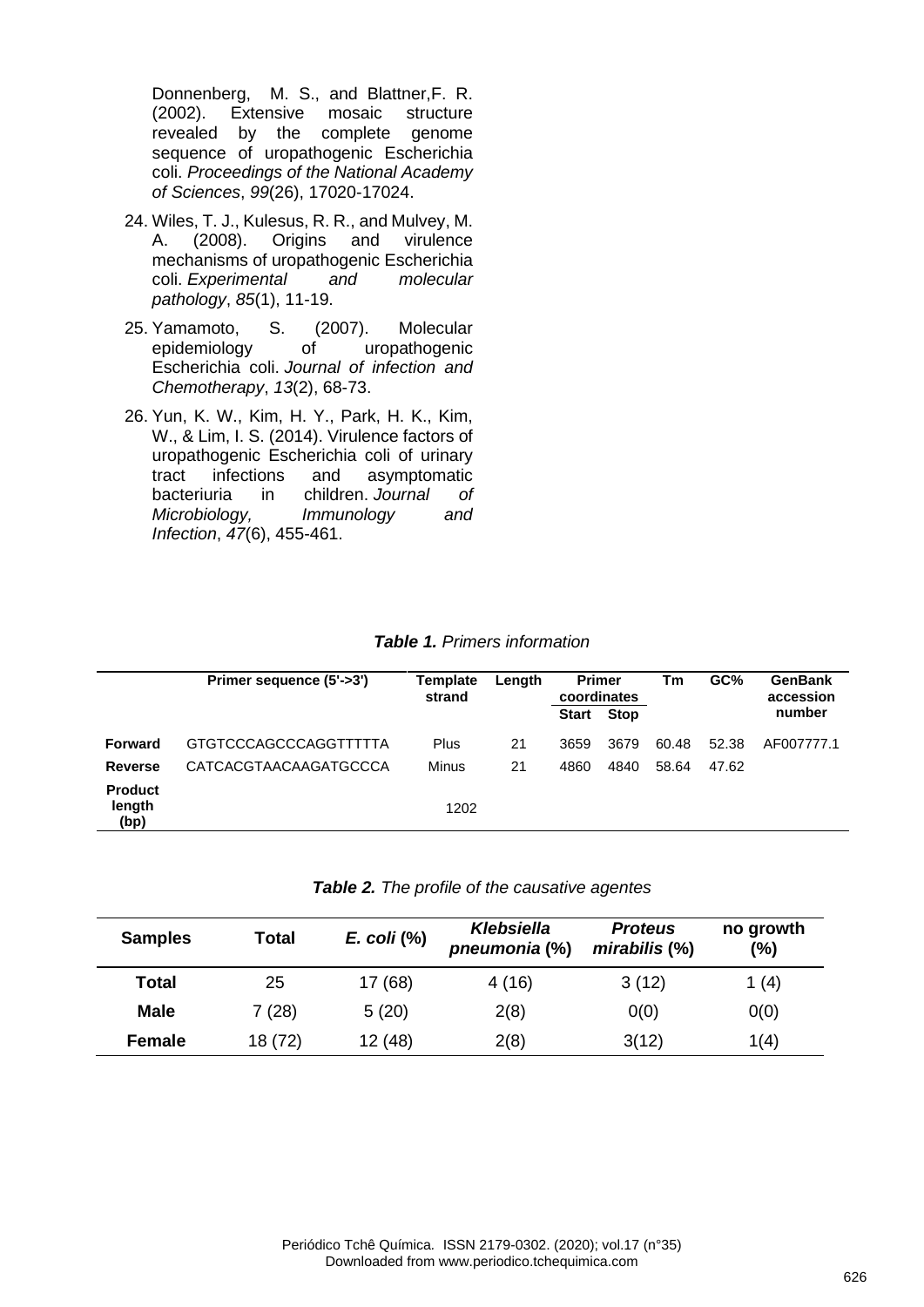Donnenberg, M. S., and Blattner,F. R. (2002). Extensive mosaic structure revealed by the complete genome sequence of uropathogenic Escherichia coli. *Proceedings of the National Academy of Sciences*, *99*(26), 17020-17024.

24. Wiles, T. J., Kulesus, R. R., and Mulvey, M. A. (2008). Origins and virulence mechanisms of uropathogenic Escherichia coli. *Experimental and molecular pathology*, *85*(1), 11-19.
25. Yamamoto, S. (2007). Molecular epidemiology of uropathogenic Escherichia coli. *Journal of infection and Chemotherapy*, *13*(2), 68-73.
26. Yun, K. W., Kim, H. Y., Park, H. K., Kim, W., & Lim, I. S. (2014). Virulence factors of uropathogenic Escherichia coli of urinary tract infections and asymptomatic bacteriuria in children. *Journal of Microbiology, Immunology and Infection*, *47*(6), 455-461.

***Table 1.*** *Primers information*

| | Primer sequence (5'->3') | Template strand | Length | Primer coordinates | | Tm | GC% | GenBank accession number |
|---|---|---|---|---|---|---|---|---|
| | | | | Start | Stop | | | |
| **Forward** | GTGTCCCAGCCCAGGTTTTTA | Plus | 21 | 3659 | 3679 | 60.48 | 52.38 | AF007777.1 |
| **Reverse** | CATCACGTAACAAGATGCCCA | Minus | 21 | 4860 | 4840 | 58.64 | 47.62 | |
| **Product length (bp)** | | 1202 | | | | | | |

***Table 2.*** *The profile of the causative agentes*

| Samples | Total | *E. coli* (%) | *Klebsiella pneumonia* (%) | *Proteus mirabilis* (%) | no growth (%) |
|---|---|---|---|---|---|
| **Total** | 25 | 17 (68) | 4 (16) | 3 (12) | 1 (4) |
| **Male** | 7 (28) | 5 (20) | 2(8) | 0(0) | 0(0) |
| **Female** | 18 (72) | 12 (48) | 2(8) | 3(12) | 1(4) |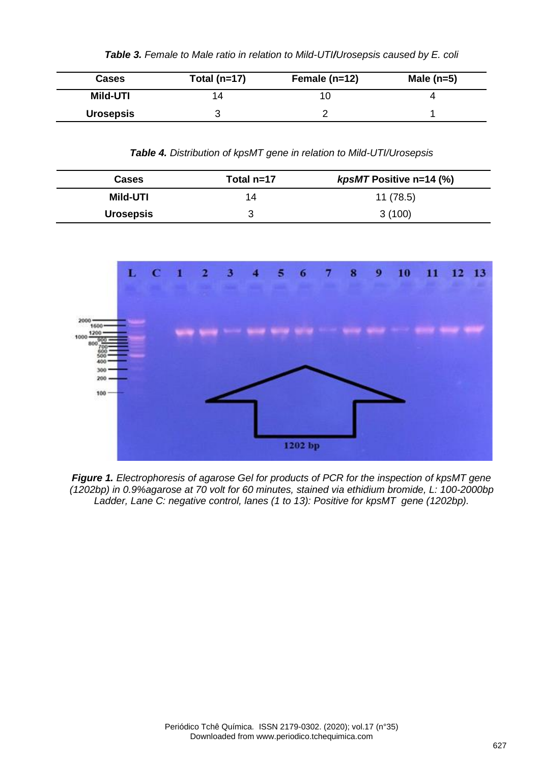***Table 3.*** *Female to Male ratio in relation to Mild-UTI/Urosepsis caused by E. coli*

| Cases | Total (n=17) | Female (n=12) | Male (n=5) |
|---|---|---|---|
| **Mild-UTI** | 14 | 10 | 4 |
| **Urosepsis** | 3 | 2 | 1 |

***Table 4.*** *Distribution of kpsMT gene in relation to Mild-UTI/Urosepsis*

| Cases | Total n=17 | *kpsMT* Positive n=14 (%) |
|---|---|---|
| **Mild-UTI** | 14 | 11 (78.5) |
| **Urosepsis** | 3 | 3 (100) |

L C 1 2 3 4 5 6 7 8 9 10 11 12 13

2000
1600
1200
1000
900
800
700
600
500
400
300
200
100

1202 bp

***Figure 1.*** *Electrophoresis of agarose Gel for products of PCR for the inspection of kpsMT gene (1202bp) in 0.9%agarose at 70 volt for 60 minutes, stained via ethidium bromide, L: 100-2000bp Ladder, Lane C: negative control, lanes (1 to 13): Positive for kpsMT gene (1202bp).*